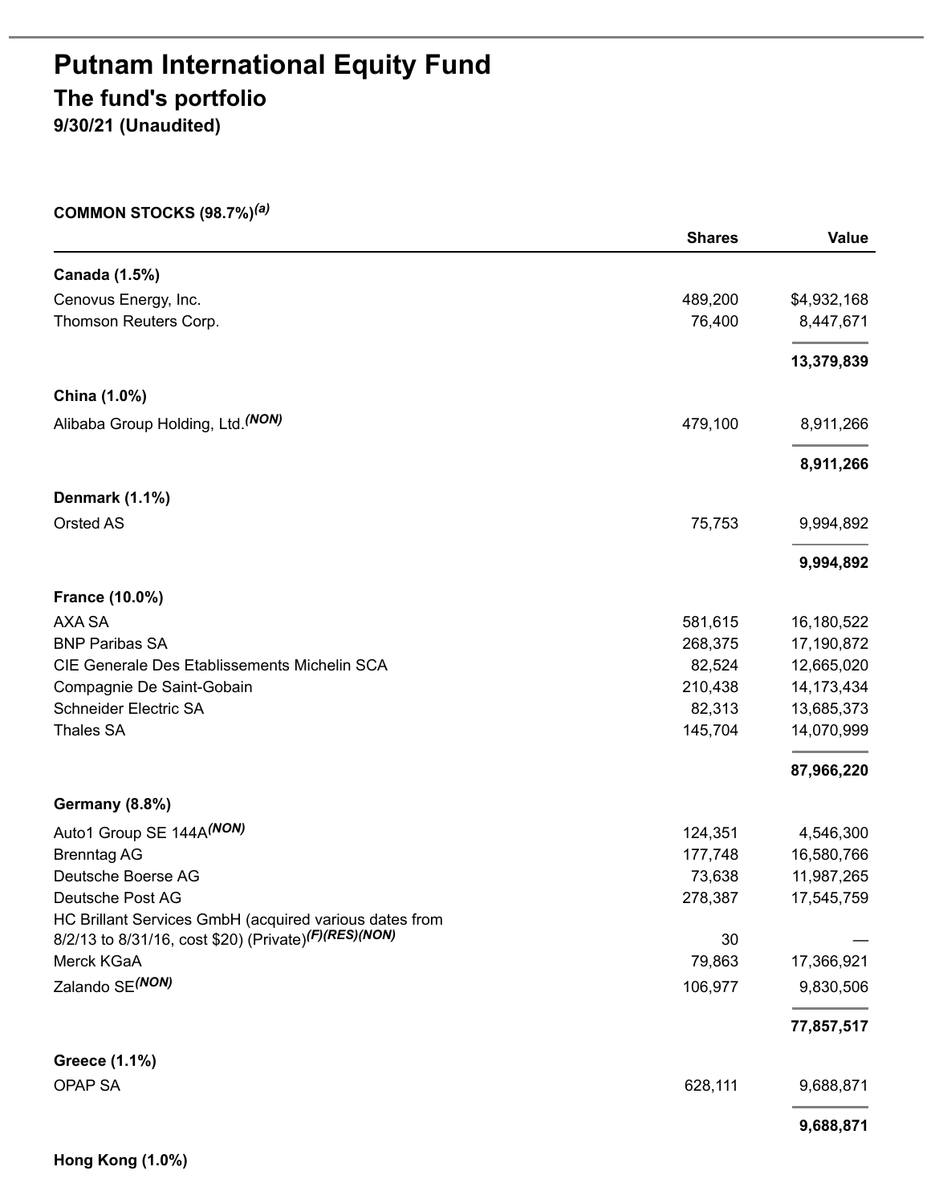# Putnam International Equity Fund

## The fund's portfolio

**9/30/21 (Unaudited)**

**COMMON STOCKS (98.7%)[(a)]**

| | Shares | Value |
|---|---|---|
| **Canada (1.5%)** | | |
| Cenovus Energy, Inc. | 489,200 | $4,932,168 |
| Thomson Reuters Corp. | 76,400 | 8,447,671 |
| | | **13,379,839** |
| **China (1.0%)** | | |
| Alibaba Group Holding, Ltd.[(NON)] | 479,100 | 8,911,266 |
| | | **8,911,266** |
| **Denmark (1.1%)** | | |
| Orsted AS | 75,753 | 9,994,892 |
| | | **9,994,892** |
| **France (10.0%)** | | |
| AXA SA | 581,615 | 16,180,522 |
| BNP Paribas SA | 268,375 | 17,190,872 |
| CIE Generale Des Etablissements Michelin SCA | 82,524 | 12,665,020 |
| Compagnie De Saint-Gobain | 210,438 | 14,173,434 |
| Schneider Electric SA | 82,313 | 13,685,373 |
| Thales SA | 145,704 | 14,070,999 |
| | | **87,966,220** |
| **Germany (8.8%)** | | |
| Auto1 Group SE 144A[(NON)] | 124,351 | 4,546,300 |
| Brenntag AG | 177,748 | 16,580,766 |
| Deutsche Boerse AG | 73,638 | 11,987,265 |
| Deutsche Post AG | 278,387 | 17,545,759 |
| HC Brillant Services GmbH (acquired various dates from 8/2/13 to 8/31/16, cost $20) (Private)[(F)(RES)(NON)] | 30 | — |
| Merck KGaA | 79,863 | 17,366,921 |
| Zalando SE[(NON)] | 106,977 | 9,830,506 |
| | | **77,857,517** |
| **Greece (1.1%)** | | |
| OPAP SA | 628,111 | 9,688,871 |
| | | **9,688,871** |
| **Hong Kong (1.0%)** | | |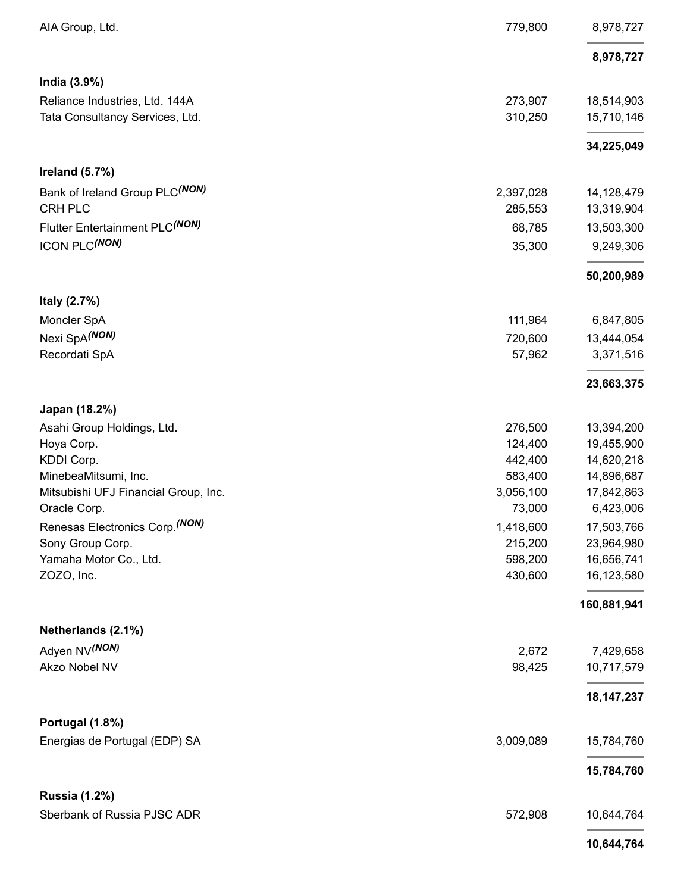| | | |
|---|---|---|
| AIA Group, Ltd. | 779,800 | 8,978,727 |
| | | **8,978,727** |
| **India (3.9%)** | | |
| Reliance Industries, Ltd. 144A | 273,907 | 18,514,903 |
| Tata Consultancy Services, Ltd. | 310,250 | 15,710,146 |
| | | **34,225,049** |
| **Ireland (5.7%)** | | |
| Bank of Ireland Group PLC*(NON)* | 2,397,028 | 14,128,479 |
| CRH PLC | 285,553 | 13,319,904 |
| Flutter Entertainment PLC*(NON)* | 68,785 | 13,503,300 |
| ICON PLC*(NON)* | 35,300 | 9,249,306 |
| | | **50,200,989** |
| **Italy (2.7%)** | | |
| Moncler SpA | 111,964 | 6,847,805 |
| Nexi SpA*(NON)* | 720,600 | 13,444,054 |
| Recordati SpA | 57,962 | 3,371,516 |
| | | **23,663,375** |
| **Japan (18.2%)** | | |
| Asahi Group Holdings, Ltd. | 276,500 | 13,394,200 |
| Hoya Corp. | 124,400 | 19,455,900 |
| KDDI Corp. | 442,400 | 14,620,218 |
| MinebeaMitsumi, Inc. | 583,400 | 14,896,687 |
| Mitsubishi UFJ Financial Group, Inc. | 3,056,100 | 17,842,863 |
| Oracle Corp. | 73,000 | 6,423,006 |
| Renesas Electronics Corp.*(NON)* | 1,418,600 | 17,503,766 |
| Sony Group Corp. | 215,200 | 23,964,980 |
| Yamaha Motor Co., Ltd. | 598,200 | 16,656,741 |
| ZOZO, Inc. | 430,600 | 16,123,580 |
| | | **160,881,941** |
| **Netherlands (2.1%)** | | |
| Adyen NV*(NON)* | 2,672 | 7,429,658 |
| Akzo Nobel NV | 98,425 | 10,717,579 |
| | | **18,147,237** |
| **Portugal (1.8%)** | | |
| Energias de Portugal (EDP) SA | 3,009,089 | 15,784,760 |
| | | **15,784,760** |
| **Russia (1.2%)** | | |
| Sberbank of Russia PJSC ADR | 572,908 | 10,644,764 |
| | | **10,644,764** |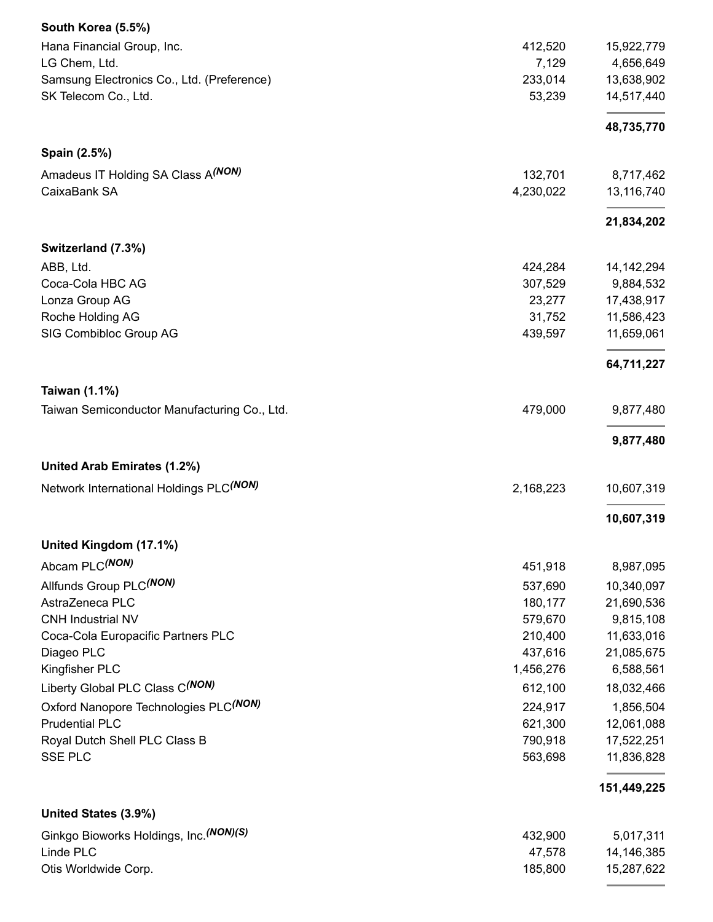| | | |
|---|---|---|
| **South Korea (5.5%)** | | |
| Hana Financial Group, Inc. | 412,520 | 15,922,779 |
| LG Chem, Ltd. | 7,129 | 4,656,649 |
| Samsung Electronics Co., Ltd. (Preference) | 233,014 | 13,638,902 |
| SK Telecom Co., Ltd. | 53,239 | 14,517,440 |
| | | **48,735,770** |
| **Spain (2.5%)** | | |
| Amadeus IT Holding SA Class A *(NON)* | 132,701 | 8,717,462 |
| CaixaBank SA | 4,230,022 | 13,116,740 |
| | | **21,834,202** |
| **Switzerland (7.3%)** | | |
| ABB, Ltd. | 424,284 | 14,142,294 |
| Coca-Cola HBC AG | 307,529 | 9,884,532 |
| Lonza Group AG | 23,277 | 17,438,917 |
| Roche Holding AG | 31,752 | 11,586,423 |
| SIG Combibloc Group AG | 439,597 | 11,659,061 |
| | | **64,711,227** |
| **Taiwan (1.1%)** | | |
| Taiwan Semiconductor Manufacturing Co., Ltd. | 479,000 | 9,877,480 |
| | | **9,877,480** |
| **United Arab Emirates (1.2%)** | | |
| Network International Holdings PLC *(NON)* | 2,168,223 | 10,607,319 |
| | | **10,607,319** |
| **United Kingdom (17.1%)** | | |
| Abcam PLC *(NON)* | 451,918 | 8,987,095 |
| Allfunds Group PLC *(NON)* | 537,690 | 10,340,097 |
| AstraZeneca PLC | 180,177 | 21,690,536 |
| CNH Industrial NV | 579,670 | 9,815,108 |
| Coca-Cola Europacific Partners PLC | 210,400 | 11,633,016 |
| Diageo PLC | 437,616 | 21,085,675 |
| Kingfisher PLC | 1,456,276 | 6,588,561 |
| Liberty Global PLC Class C *(NON)* | 612,100 | 18,032,466 |
| Oxford Nanopore Technologies PLC *(NON)* | 224,917 | 1,856,504 |
| Prudential PLC | 621,300 | 12,061,088 |
| Royal Dutch Shell PLC Class B | 790,918 | 17,522,251 |
| SSE PLC | 563,698 | 11,836,828 |
| | | **151,449,225** |
| **United States (3.9%)** | | |
| Ginkgo Bioworks Holdings, Inc. *(NON)(S)* | 432,900 | 5,017,311 |
| Linde PLC | 47,578 | 14,146,385 |
| Otis Worldwide Corp. | 185,800 | 15,287,622 |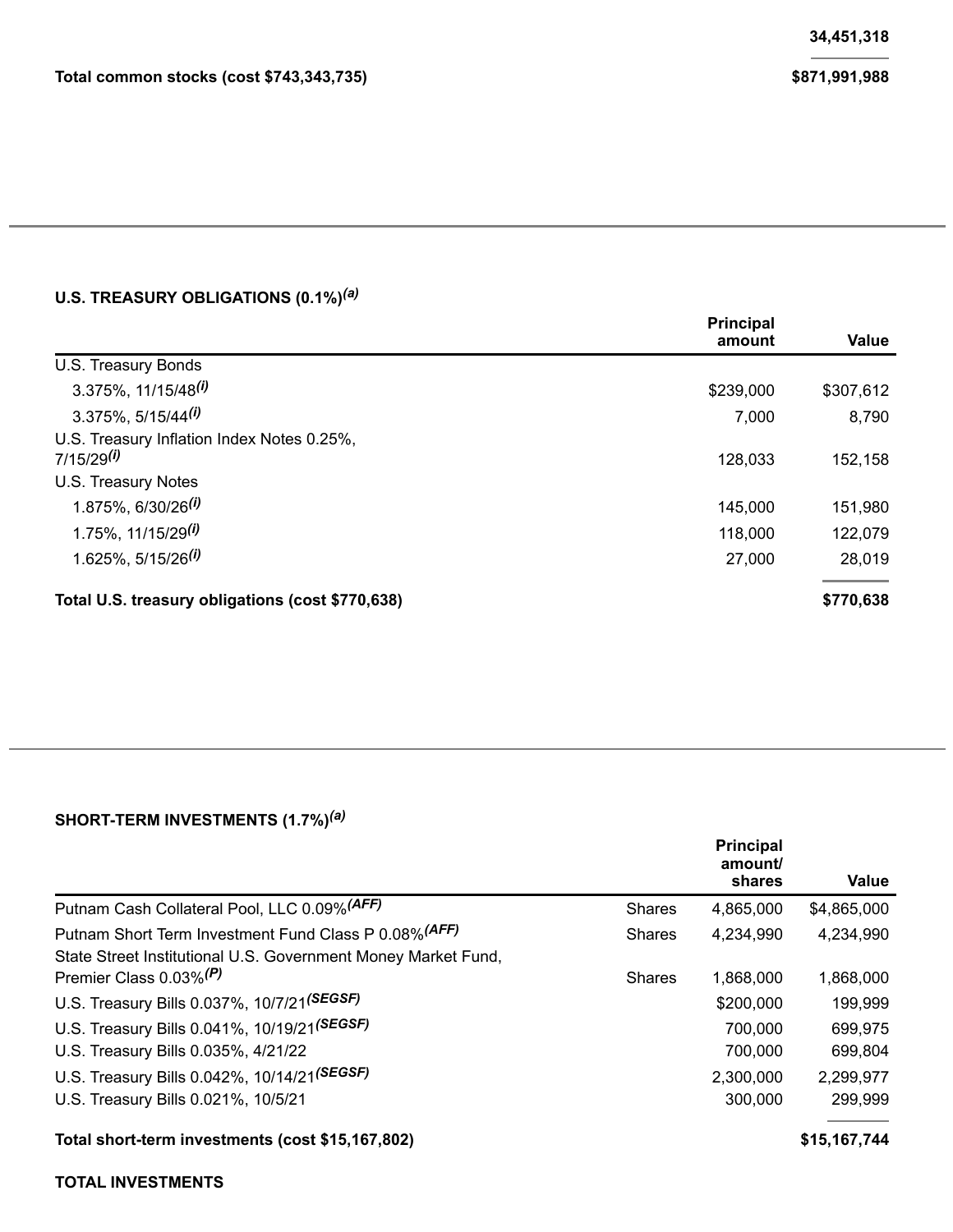| | |
|---|---:|
| | 34,451,318 |
| **Total common stocks (cost $743,343,735)** | **$871,991,988** |

### U.S. TREASURY OBLIGATIONS (0.1%)[(a)]

| | Principal amount | Value |
|---|---:|---:|
| U.S. Treasury Bonds | | |
| 3.375%, 11/15/48[(i)] | $239,000 | $307,612 |
| 3.375%, 5/15/44[(i)] | 7,000 | 8,790 |
| U.S. Treasury Inflation Index Notes 0.25%, 7/15/29[(i)] | 128,033 | 152,158 |
| U.S. Treasury Notes | | |
| 1.875%, 6/30/26[(i)] | 145,000 | 151,980 |
| 1.75%, 11/15/29[(i)] | 118,000 | 122,079 |
| 1.625%, 5/15/26[(i)] | 27,000 | 28,019 |
| **Total U.S. treasury obligations (cost $770,638)** | | **$770,638** |

### SHORT-TERM INVESTMENTS (1.7%)[(a)]

| | | Principal amount/ shares | Value |
|---|---|---:|---:|
| Putnam Cash Collateral Pool, LLC 0.09%[(AFF)] | Shares | 4,865,000 | $4,865,000 |
| Putnam Short Term Investment Fund Class P 0.08%[(AFF)] | Shares | 4,234,990 | 4,234,990 |
| State Street Institutional U.S. Government Money Market Fund, Premier Class 0.03%[(P)] | Shares | 1,868,000 | 1,868,000 |
| U.S. Treasury Bills 0.037%, 10/7/21[(SEGSF)] | | $200,000 | 199,999 |
| U.S. Treasury Bills 0.041%, 10/19/21[(SEGSF)] | | 700,000 | 699,975 |
| U.S. Treasury Bills 0.035%, 4/21/22 | | 700,000 | 699,804 |
| U.S. Treasury Bills 0.042%, 10/14/21[(SEGSF)] | | 2,300,000 | 2,299,977 |
| U.S. Treasury Bills 0.021%, 10/5/21 | | 300,000 | 299,999 |
| **Total short-term investments (cost $15,167,802)** | | | **$15,167,744** |

**TOTAL INVESTMENTS**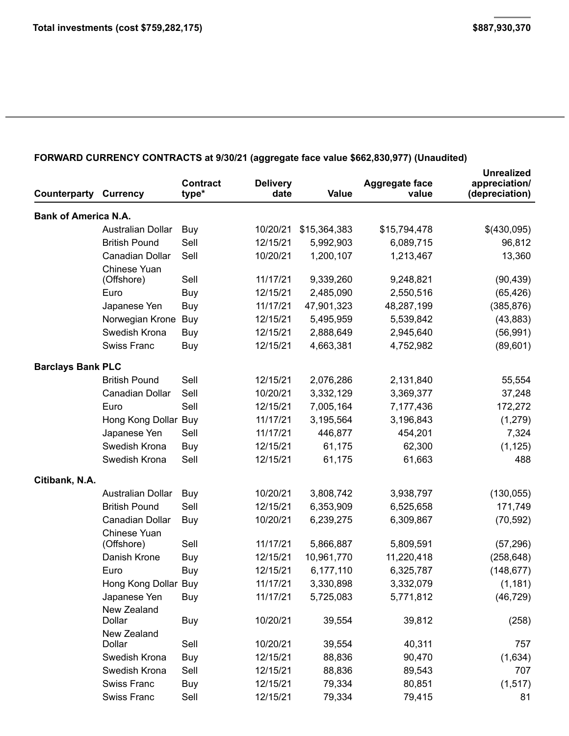| Total investments (cost $759,282,175) | $887,930,370 |
|---|---|

**FORWARD CURRENCY CONTRACTS at 9/30/21 (aggregate face value $662,830,977) (Unaudited)**

| Counterparty | Currency | Contract type* | Delivery date | Value | Aggregate face value | Unrealized appreciation/ (depreciation) |
|---|---|---|---|---|---|---|
| **Bank of America N.A.** | | | | | | |
| | Australian Dollar | Buy | 10/20/21 | $15,364,383 | $15,794,478 | $(430,095) |
| | British Pound | Sell | 12/15/21 | 5,992,903 | 6,089,715 | 96,812 |
| | Canadian Dollar | Sell | 10/20/21 | 1,200,107 | 1,213,467 | 13,360 |
| | Chinese Yuan (Offshore) | Sell | 11/17/21 | 9,339,260 | 9,248,821 | (90,439) |
| | Euro | Buy | 12/15/21 | 2,485,090 | 2,550,516 | (65,426) |
| | Japanese Yen | Buy | 11/17/21 | 47,901,323 | 48,287,199 | (385,876) |
| | Norwegian Krone | Buy | 12/15/21 | 5,495,959 | 5,539,842 | (43,883) |
| | Swedish Krona | Buy | 12/15/21 | 2,888,649 | 2,945,640 | (56,991) |
| | Swiss Franc | Buy | 12/15/21 | 4,663,381 | 4,752,982 | (89,601) |
| **Barclays Bank PLC** | | | | | | |
| | British Pound | Sell | 12/15/21 | 2,076,286 | 2,131,840 | 55,554 |
| | Canadian Dollar | Sell | 10/20/21 | 3,332,129 | 3,369,377 | 37,248 |
| | Euro | Sell | 12/15/21 | 7,005,164 | 7,177,436 | 172,272 |
| | Hong Kong Dollar | Buy | 11/17/21 | 3,195,564 | 3,196,843 | (1,279) |
| | Japanese Yen | Sell | 11/17/21 | 446,877 | 454,201 | 7,324 |
| | Swedish Krona | Buy | 12/15/21 | 61,175 | 62,300 | (1,125) |
| | Swedish Krona | Sell | 12/15/21 | 61,175 | 61,663 | 488 |
| **Citibank, N.A.** | | | | | | |
| | Australian Dollar | Buy | 10/20/21 | 3,808,742 | 3,938,797 | (130,055) |
| | British Pound | Sell | 12/15/21 | 6,353,909 | 6,525,658 | 171,749 |
| | Canadian Dollar | Buy | 10/20/21 | 6,239,275 | 6,309,867 | (70,592) |
| | Chinese Yuan (Offshore) | Sell | 11/17/21 | 5,866,887 | 5,809,591 | (57,296) |
| | Danish Krone | Buy | 12/15/21 | 10,961,770 | 11,220,418 | (258,648) |
| | Euro | Buy | 12/15/21 | 6,177,110 | 6,325,787 | (148,677) |
| | Hong Kong Dollar | Buy | 11/17/21 | 3,330,898 | 3,332,079 | (1,181) |
| | Japanese Yen | Buy | 11/17/21 | 5,725,083 | 5,771,812 | (46,729) |
| | New Zealand Dollar | Buy | 10/20/21 | 39,554 | 39,812 | (258) |
| | New Zealand Dollar | Sell | 10/20/21 | 39,554 | 40,311 | 757 |
| | Swedish Krona | Buy | 12/15/21 | 88,836 | 90,470 | (1,634) |
| | Swedish Krona | Sell | 12/15/21 | 88,836 | 89,543 | 707 |
| | Swiss Franc | Buy | 12/15/21 | 79,334 | 80,851 | (1,517) |
| | Swiss Franc | Sell | 12/15/21 | 79,334 | 79,415 | 81 |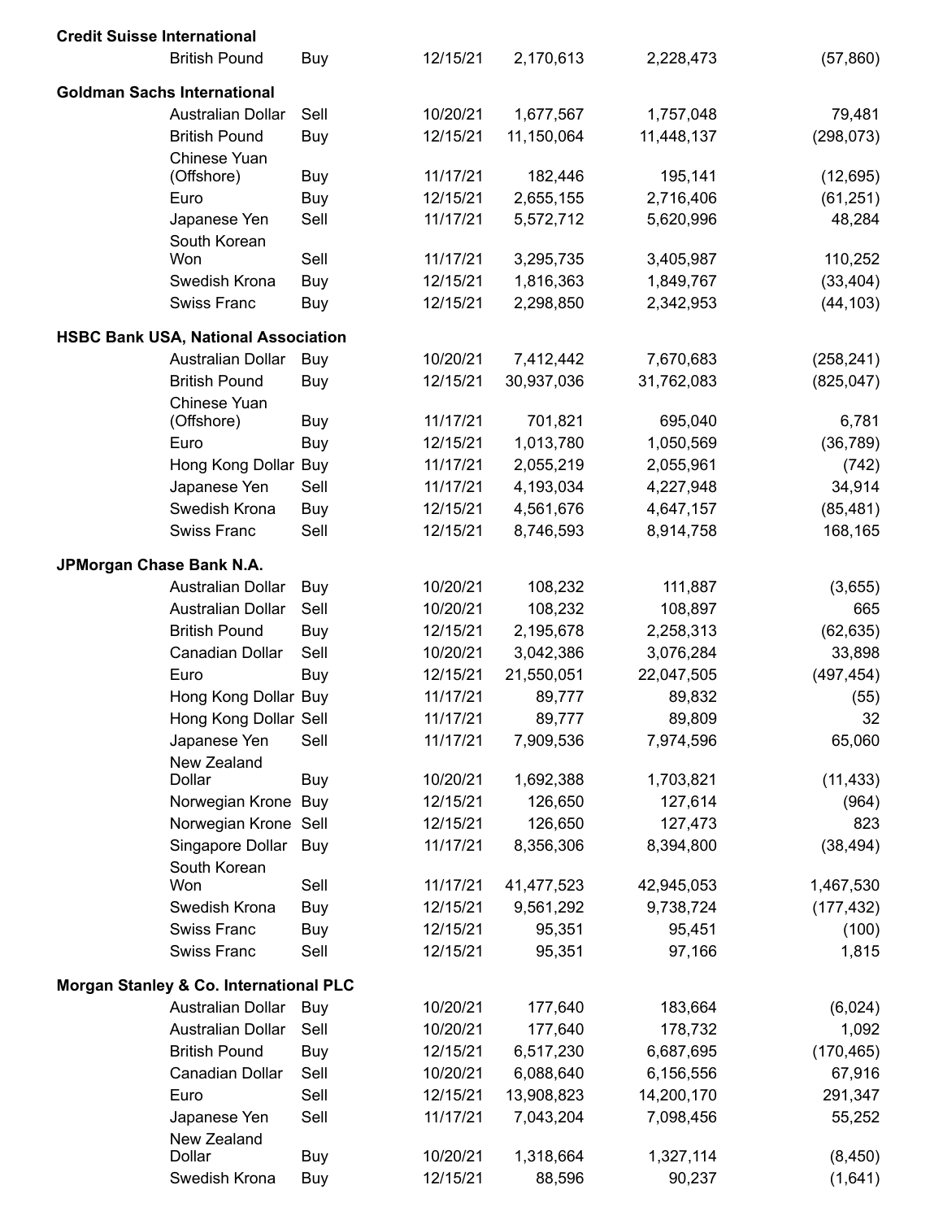| Counterparty | Currency | Buy/Sell | Settlement Date | | | |
|---|---|---|---|---|---|---|
| **Credit Suisse International** | | | | | | |
| | British Pound | Buy | 12/15/21 | 2,170,613 | 2,228,473 | (57,860) |
| **Goldman Sachs International** | | | | | | |
| | Australian Dollar | Sell | 10/20/21 | 1,677,567 | 1,757,048 | 79,481 |
| | British Pound | Buy | 12/15/21 | 11,150,064 | 11,448,137 | (298,073) |
| | Chinese Yuan (Offshore) | Buy | 11/17/21 | 182,446 | 195,141 | (12,695) |
| | Euro | Buy | 12/15/21 | 2,655,155 | 2,716,406 | (61,251) |
| | Japanese Yen | Sell | 11/17/21 | 5,572,712 | 5,620,996 | 48,284 |
| | South Korean Won | Sell | 11/17/21 | 3,295,735 | 3,405,987 | 110,252 |
| | Swedish Krona | Buy | 12/15/21 | 1,816,363 | 1,849,767 | (33,404) |
| | Swiss Franc | Buy | 12/15/21 | 2,298,850 | 2,342,953 | (44,103) |
| **HSBC Bank USA, National Association** | | | | | | |
| | Australian Dollar | Buy | 10/20/21 | 7,412,442 | 7,670,683 | (258,241) |
| | British Pound | Buy | 12/15/21 | 30,937,036 | 31,762,083 | (825,047) |
| | Chinese Yuan (Offshore) | Buy | 11/17/21 | 701,821 | 695,040 | 6,781 |
| | Euro | Buy | 12/15/21 | 1,013,780 | 1,050,569 | (36,789) |
| | Hong Kong Dollar | Buy | 11/17/21 | 2,055,219 | 2,055,961 | (742) |
| | Japanese Yen | Sell | 11/17/21 | 4,193,034 | 4,227,948 | 34,914 |
| | Swedish Krona | Buy | 12/15/21 | 4,561,676 | 4,647,157 | (85,481) |
| | Swiss Franc | Sell | 12/15/21 | 8,746,593 | 8,914,758 | 168,165 |
| **JPMorgan Chase Bank N.A.** | | | | | | |
| | Australian Dollar | Buy | 10/20/21 | 108,232 | 111,887 | (3,655) |
| | Australian Dollar | Sell | 10/20/21 | 108,232 | 108,897 | 665 |
| | British Pound | Buy | 12/15/21 | 2,195,678 | 2,258,313 | (62,635) |
| | Canadian Dollar | Sell | 10/20/21 | 3,042,386 | 3,076,284 | 33,898 |
| | Euro | Buy | 12/15/21 | 21,550,051 | 22,047,505 | (497,454) |
| | Hong Kong Dollar | Buy | 11/17/21 | 89,777 | 89,832 | (55) |
| | Hong Kong Dollar | Sell | 11/17/21 | 89,777 | 89,809 | 32 |
| | Japanese Yen | Sell | 11/17/21 | 7,909,536 | 7,974,596 | 65,060 |
| | New Zealand Dollar | Buy | 10/20/21 | 1,692,388 | 1,703,821 | (11,433) |
| | Norwegian Krone | Buy | 12/15/21 | 126,650 | 127,614 | (964) |
| | Norwegian Krone | Sell | 12/15/21 | 126,650 | 127,473 | 823 |
| | Singapore Dollar | Buy | 11/17/21 | 8,356,306 | 8,394,800 | (38,494) |
| | South Korean Won | Sell | 11/17/21 | 41,477,523 | 42,945,053 | 1,467,530 |
| | Swedish Krona | Buy | 12/15/21 | 9,561,292 | 9,738,724 | (177,432) |
| | Swiss Franc | Buy | 12/15/21 | 95,351 | 95,451 | (100) |
| | Swiss Franc | Sell | 12/15/21 | 95,351 | 97,166 | 1,815 |
| **Morgan Stanley & Co. International PLC** | | | | | | |
| | Australian Dollar | Buy | 10/20/21 | 177,640 | 183,664 | (6,024) |
| | Australian Dollar | Sell | 10/20/21 | 177,640 | 178,732 | 1,092 |
| | British Pound | Buy | 12/15/21 | 6,517,230 | 6,687,695 | (170,465) |
| | Canadian Dollar | Sell | 10/20/21 | 6,088,640 | 6,156,556 | 67,916 |
| | Euro | Sell | 12/15/21 | 13,908,823 | 14,200,170 | 291,347 |
| | Japanese Yen | Sell | 11/17/21 | 7,043,204 | 7,098,456 | 55,252 |
| | New Zealand Dollar | Buy | 10/20/21 | 1,318,664 | 1,327,114 | (8,450) |
| | Swedish Krona | Buy | 12/15/21 | 88,596 | 90,237 | (1,641) |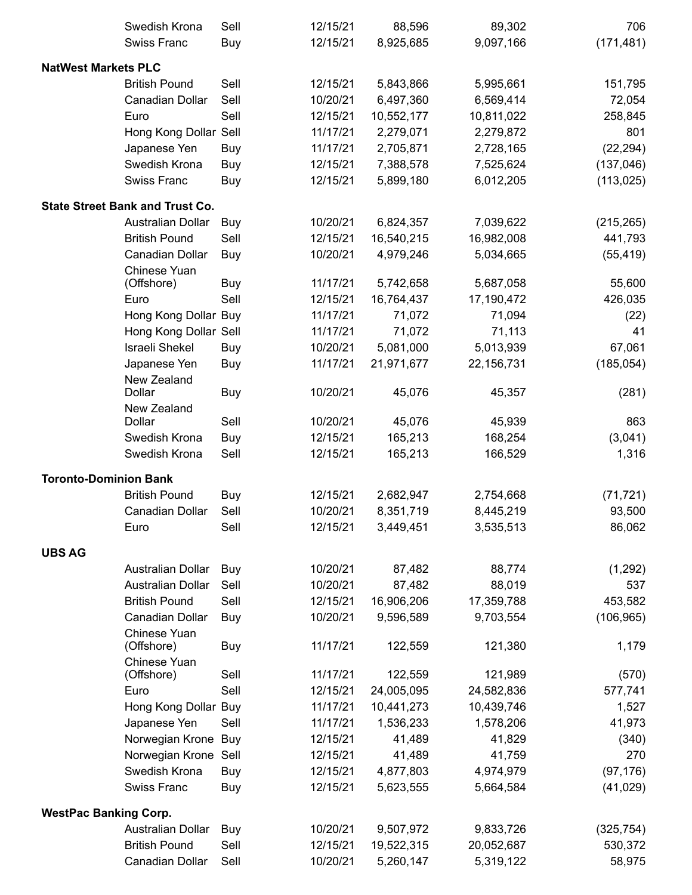| Counterparty | Currency | Buy/Sell | Settlement Date | | | |
|---|---|---|---|---|---|---|
| | Swedish Krona | Sell | 12/15/21 | 88,596 | 89,302 | 706 |
| | Swiss Franc | Buy | 12/15/21 | 8,925,685 | 9,097,166 | (171,481) |
| **NatWest Markets PLC** | | | | | | |
| | British Pound | Sell | 12/15/21 | 5,843,866 | 5,995,661 | 151,795 |
| | Canadian Dollar | Sell | 10/20/21 | 6,497,360 | 6,569,414 | 72,054 |
| | Euro | Sell | 12/15/21 | 10,552,177 | 10,811,022 | 258,845 |
| | Hong Kong Dollar | Sell | 11/17/21 | 2,279,071 | 2,279,872 | 801 |
| | Japanese Yen | Buy | 11/17/21 | 2,705,871 | 2,728,165 | (22,294) |
| | Swedish Krona | Buy | 12/15/21 | 7,388,578 | 7,525,624 | (137,046) |
| | Swiss Franc | Buy | 12/15/21 | 5,899,180 | 6,012,205 | (113,025) |
| **State Street Bank and Trust Co.** | | | | | | |
| | Australian Dollar | Buy | 10/20/21 | 6,824,357 | 7,039,622 | (215,265) |
| | British Pound | Sell | 12/15/21 | 16,540,215 | 16,982,008 | 441,793 |
| | Canadian Dollar | Buy | 10/20/21 | 4,979,246 | 5,034,665 | (55,419) |
| | Chinese Yuan (Offshore) | Buy | 11/17/21 | 5,742,658 | 5,687,058 | 55,600 |
| | Euro | Sell | 12/15/21 | 16,764,437 | 17,190,472 | 426,035 |
| | Hong Kong Dollar | Buy | 11/17/21 | 71,072 | 71,094 | (22) |
| | Hong Kong Dollar | Sell | 11/17/21 | 71,072 | 71,113 | 41 |
| | Israeli Shekel | Buy | 10/20/21 | 5,081,000 | 5,013,939 | 67,061 |
| | Japanese Yen | Buy | 11/17/21 | 21,971,677 | 22,156,731 | (185,054) |
| | New Zealand Dollar | Buy | 10/20/21 | 45,076 | 45,357 | (281) |
| | New Zealand Dollar | Sell | 10/20/21 | 45,076 | 45,939 | 863 |
| | Swedish Krona | Buy | 12/15/21 | 165,213 | 168,254 | (3,041) |
| | Swedish Krona | Sell | 12/15/21 | 165,213 | 166,529 | 1,316 |
| **Toronto-Dominion Bank** | | | | | | |
| | British Pound | Buy | 12/15/21 | 2,682,947 | 2,754,668 | (71,721) |
| | Canadian Dollar | Sell | 10/20/21 | 8,351,719 | 8,445,219 | 93,500 |
| | Euro | Sell | 12/15/21 | 3,449,451 | 3,535,513 | 86,062 |
| **UBS AG** | | | | | | |
| | Australian Dollar | Buy | 10/20/21 | 87,482 | 88,774 | (1,292) |
| | Australian Dollar | Sell | 10/20/21 | 87,482 | 88,019 | 537 |
| | British Pound | Sell | 12/15/21 | 16,906,206 | 17,359,788 | 453,582 |
| | Canadian Dollar | Buy | 10/20/21 | 9,596,589 | 9,703,554 | (106,965) |
| | Chinese Yuan (Offshore) | Buy | 11/17/21 | 122,559 | 121,380 | 1,179 |
| | Chinese Yuan (Offshore) | Sell | 11/17/21 | 122,559 | 121,989 | (570) |
| | Euro | Sell | 12/15/21 | 24,005,095 | 24,582,836 | 577,741 |
| | Hong Kong Dollar | Buy | 11/17/21 | 10,441,273 | 10,439,746 | 1,527 |
| | Japanese Yen | Sell | 11/17/21 | 1,536,233 | 1,578,206 | 41,973 |
| | Norwegian Krone | Buy | 12/15/21 | 41,489 | 41,829 | (340) |
| | Norwegian Krone | Sell | 12/15/21 | 41,489 | 41,759 | 270 |
| | Swedish Krona | Buy | 12/15/21 | 4,877,803 | 4,974,979 | (97,176) |
| | Swiss Franc | Buy | 12/15/21 | 5,623,555 | 5,664,584 | (41,029) |
| **WestPac Banking Corp.** | | | | | | |
| | Australian Dollar | Buy | 10/20/21 | 9,507,972 | 9,833,726 | (325,754) |
| | British Pound | Sell | 12/15/21 | 19,522,315 | 20,052,687 | 530,372 |
| | Canadian Dollar | Sell | 10/20/21 | 5,260,147 | 5,319,122 | 58,975 |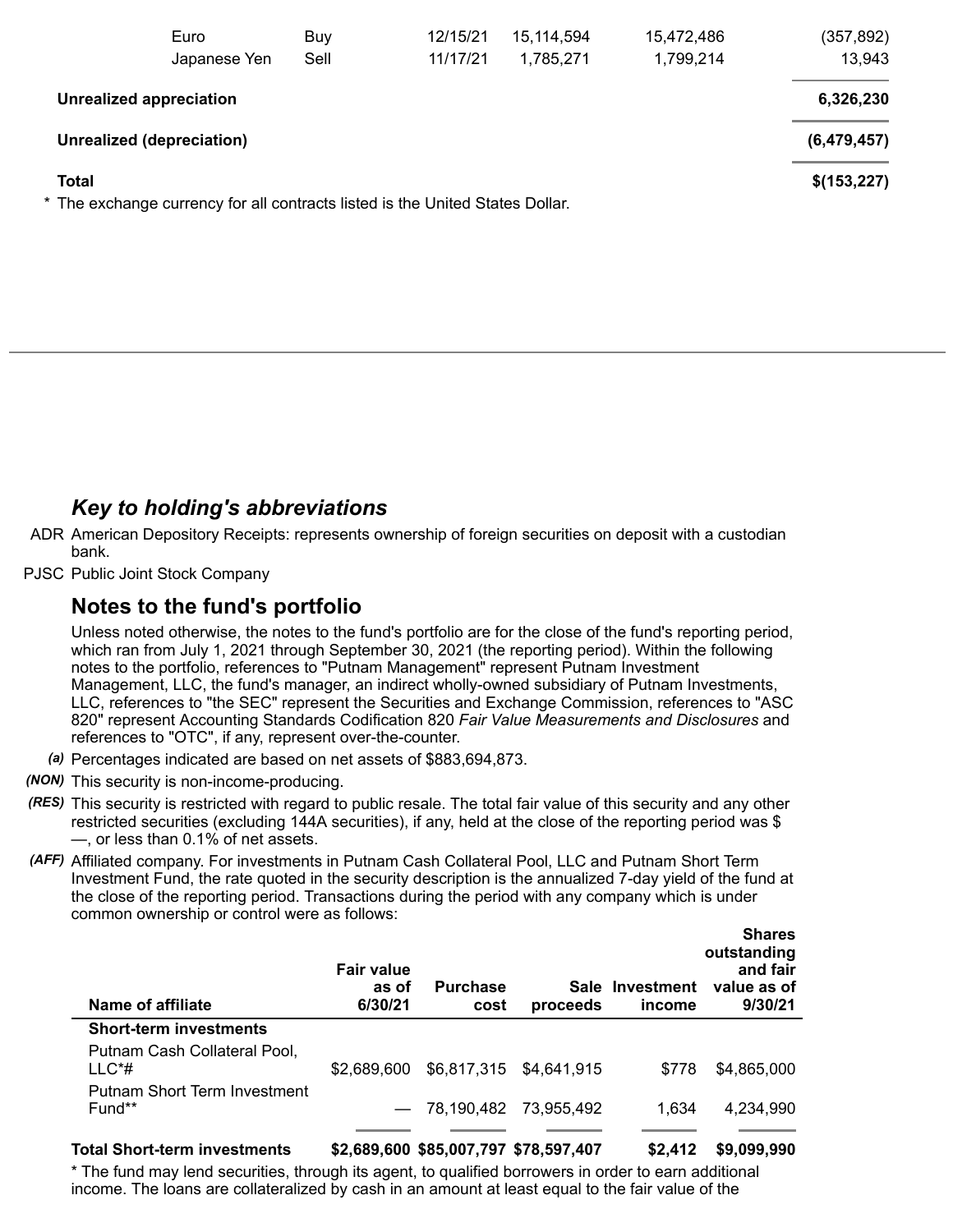| | | | | | |
|---|---|---|---|---|---|
| Euro | Buy | 12/15/21 | 15,114,594 | 15,472,486 | (357,892) |
| Japanese Yen | Sell | 11/17/21 | 1,785,271 | 1,799,214 | 13,943 |
| **Unrealized appreciation** | | | | | **6,326,230** |
| **Unrealized (depreciation)** | | | | | **(6,479,457)** |
| **Total** | | | | | **$(153,227)** |

* The exchange currency for all contracts listed is the United States Dollar.

### *Key to holding's abbreviations*

ADR American Depository Receipts: represents ownership of foreign securities on deposit with a custodian bank.

PJSC Public Joint Stock Company

### Notes to the fund's portfolio

Unless noted otherwise, the notes to the fund's portfolio are for the close of the fund's reporting period, which ran from July 1, 2021 through September 30, 2021 (the reporting period). Within the following notes to the portfolio, references to "Putnam Management" represent Putnam Investment Management, LLC, the fund's manager, an indirect wholly-owned subsidiary of Putnam Investments, LLC, references to "the SEC" represent the Securities and Exchange Commission, references to "ASC 820" represent Accounting Standards Codification 820 *Fair Value Measurements and Disclosures* and references to "OTC", if any, represent over-the-counter.

*(a)* Percentages indicated are based on net assets of $883,694,873.

*(NON)* This security is non-income-producing.

*(RES)* This security is restricted with regard to public resale. The total fair value of this security and any other restricted securities (excluding 144A securities), if any, held at the close of the reporting period was $ —, or less than 0.1% of net assets.

*(AFF)* Affiliated company. For investments in Putnam Cash Collateral Pool, LLC and Putnam Short Term Investment Fund, the rate quoted in the security description is the annualized 7-day yield of the fund at the close of the reporting period. Transactions during the period with any company which is under common ownership or control were as follows:

| Name of affiliate | Fair value as of 6/30/21 | Purchase cost | Sale proceeds | Investment income | Shares outstanding and fair value as of 9/30/21 |
|---|---|---|---|---|---|
| **Short-term investments** | | | | | |
| Putnam Cash Collateral Pool, LLC*# | $2,689,600 | $6,817,315 | $4,641,915 | $778 | $4,865,000 |
| Putnam Short Term Investment Fund** | — | 78,190,482 | 73,955,492 | 1,634 | 4,234,990 |
| **Total Short-term investments** | **$2,689,600** | **$85,007,797** | **$78,597,407** | **$2,412** | **$9,099,990** |

* The fund may lend securities, through its agent, to qualified borrowers in order to earn additional income. The loans are collateralized by cash in an amount at least equal to the fair value of the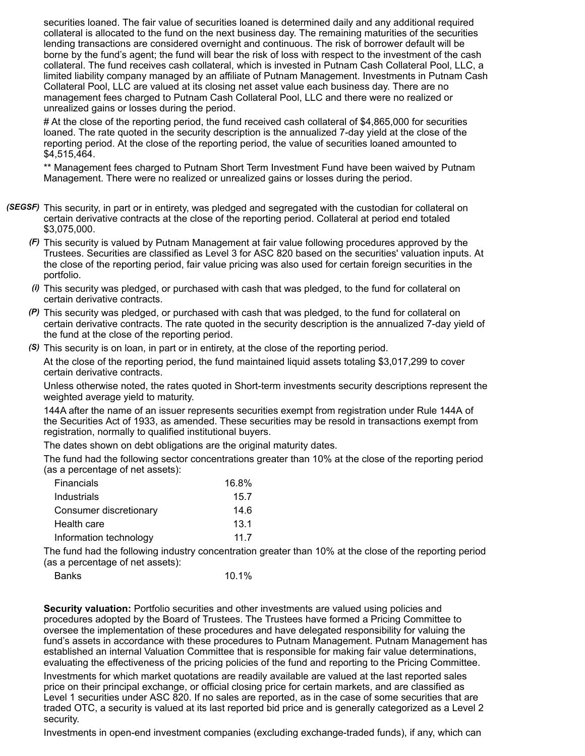securities loaned. The fair value of securities loaned is determined daily and any additional required collateral is allocated to the fund on the next business day. The remaining maturities of the securities lending transactions are considered overnight and continuous. The risk of borrower default will be borne by the fund's agent; the fund will bear the risk of loss with respect to the investment of the cash collateral. The fund receives cash collateral, which is invested in Putnam Cash Collateral Pool, LLC, a limited liability company managed by an affiliate of Putnam Management. Investments in Putnam Cash Collateral Pool, LLC are valued at its closing net asset value each business day. There are no management fees charged to Putnam Cash Collateral Pool, LLC and there were no realized or unrealized gains or losses during the period.

# At the close of the reporting period, the fund received cash collateral of $4,865,000 for securities loaned. The rate quoted in the security description is the annualized 7-day yield at the close of the reporting period. At the close of the reporting period, the value of securities loaned amounted to $4,515,464.

** Management fees charged to Putnam Short Term Investment Fund have been waived by Putnam Management. There were no realized or unrealized gains or losses during the period.

*(SEGSF)* This security, in part or in entirety, was pledged and segregated with the custodian for collateral on certain derivative contracts at the close of the reporting period. Collateral at period end totaled $3,075,000.

*(F)* This security is valued by Putnam Management at fair value following procedures approved by the Trustees. Securities are classified as Level 3 for ASC 820 based on the securities' valuation inputs. At the close of the reporting period, fair value pricing was also used for certain foreign securities in the portfolio.

*(i)* This security was pledged, or purchased with cash that was pledged, to the fund for collateral on certain derivative contracts.

*(P)* This security was pledged, or purchased with cash that was pledged, to the fund for collateral on certain derivative contracts. The rate quoted in the security description is the annualized 7-day yield of the fund at the close of the reporting period.

*(S)* This security is on loan, in part or in entirety, at the close of the reporting period.

At the close of the reporting period, the fund maintained liquid assets totaling $3,017,299 to cover certain derivative contracts.

Unless otherwise noted, the rates quoted in Short-term investments security descriptions represent the weighted average yield to maturity.

144A after the name of an issuer represents securities exempt from registration under Rule 144A of the Securities Act of 1933, as amended. These securities may be resold in transactions exempt from registration, normally to qualified institutional buyers.

The dates shown on debt obligations are the original maturity dates.

The fund had the following sector concentrations greater than 10% at the close of the reporting period (as a percentage of net assets):

| | |
|---|---|
| Financials | 16.8% |
| Industrials | 15.7 |
| Consumer discretionary | 14.6 |
| Health care | 13.1 |
| Information technology | 11.7 |

The fund had the following industry concentration greater than 10% at the close of the reporting period (as a percentage of net assets):

| | |
|---|---|
| Banks | 10.1% |

**Security valuation:** Portfolio securities and other investments are valued using policies and procedures adopted by the Board of Trustees. The Trustees have formed a Pricing Committee to oversee the implementation of these procedures and have delegated responsibility for valuing the fund's assets in accordance with these procedures to Putnam Management. Putnam Management has established an internal Valuation Committee that is responsible for making fair value determinations, evaluating the effectiveness of the pricing policies of the fund and reporting to the Pricing Committee.

Investments for which market quotations are readily available are valued at the last reported sales price on their principal exchange, or official closing price for certain markets, and are classified as Level 1 securities under ASC 820. If no sales are reported, as in the case of some securities that are traded OTC, a security is valued at its last reported bid price and is generally categorized as a Level 2 security.

Investments in open-end investment companies (excluding exchange-traded funds), if any, which can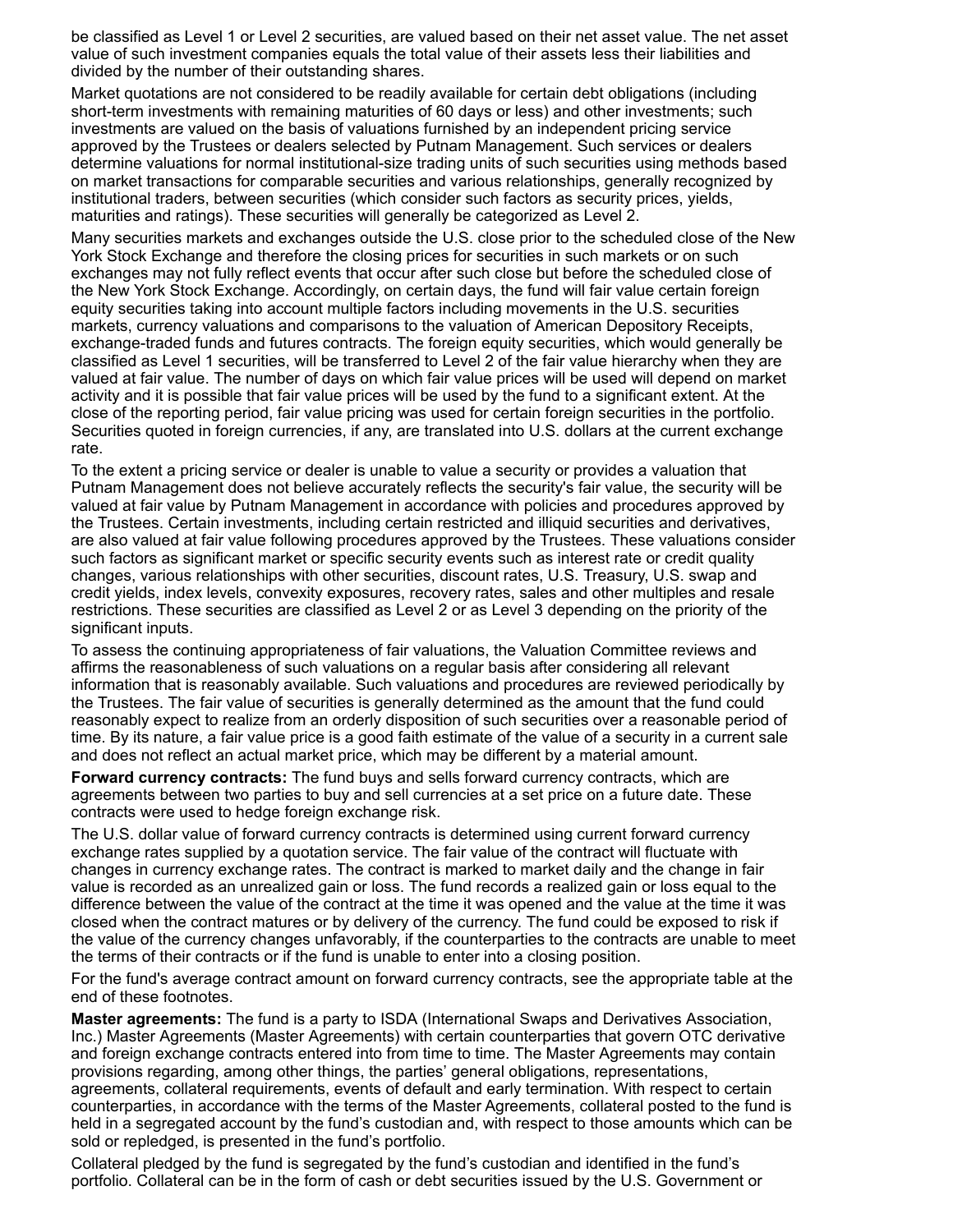be classified as Level 1 or Level 2 securities, are valued based on their net asset value. The net asset value of such investment companies equals the total value of their assets less their liabilities and divided by the number of their outstanding shares.

Market quotations are not considered to be readily available for certain debt obligations (including short-term investments with remaining maturities of 60 days or less) and other investments; such investments are valued on the basis of valuations furnished by an independent pricing service approved by the Trustees or dealers selected by Putnam Management. Such services or dealers determine valuations for normal institutional-size trading units of such securities using methods based on market transactions for comparable securities and various relationships, generally recognized by institutional traders, between securities (which consider such factors as security prices, yields, maturities and ratings). These securities will generally be categorized as Level 2.

Many securities markets and exchanges outside the U.S. close prior to the scheduled close of the New York Stock Exchange and therefore the closing prices for securities in such markets or on such exchanges may not fully reflect events that occur after such close but before the scheduled close of the New York Stock Exchange. Accordingly, on certain days, the fund will fair value certain foreign equity securities taking into account multiple factors including movements in the U.S. securities markets, currency valuations and comparisons to the valuation of American Depository Receipts, exchange-traded funds and futures contracts. The foreign equity securities, which would generally be classified as Level 1 securities, will be transferred to Level 2 of the fair value hierarchy when they are valued at fair value. The number of days on which fair value prices will be used will depend on market activity and it is possible that fair value prices will be used by the fund to a significant extent. At the close of the reporting period, fair value pricing was used for certain foreign securities in the portfolio. Securities quoted in foreign currencies, if any, are translated into U.S. dollars at the current exchange rate.

To the extent a pricing service or dealer is unable to value a security or provides a valuation that Putnam Management does not believe accurately reflects the security's fair value, the security will be valued at fair value by Putnam Management in accordance with policies and procedures approved by the Trustees. Certain investments, including certain restricted and illiquid securities and derivatives, are also valued at fair value following procedures approved by the Trustees. These valuations consider such factors as significant market or specific security events such as interest rate or credit quality changes, various relationships with other securities, discount rates, U.S. Treasury, U.S. swap and credit yields, index levels, convexity exposures, recovery rates, sales and other multiples and resale restrictions. These securities are classified as Level 2 or as Level 3 depending on the priority of the significant inputs.

To assess the continuing appropriateness of fair valuations, the Valuation Committee reviews and affirms the reasonableness of such valuations on a regular basis after considering all relevant information that is reasonably available. Such valuations and procedures are reviewed periodically by the Trustees. The fair value of securities is generally determined as the amount that the fund could reasonably expect to realize from an orderly disposition of such securities over a reasonable period of time. By its nature, a fair value price is a good faith estimate of the value of a security in a current sale and does not reflect an actual market price, which may be different by a material amount.

**Forward currency contracts:** The fund buys and sells forward currency contracts, which are agreements between two parties to buy and sell currencies at a set price on a future date. These contracts were used to hedge foreign exchange risk.

The U.S. dollar value of forward currency contracts is determined using current forward currency exchange rates supplied by a quotation service. The fair value of the contract will fluctuate with changes in currency exchange rates. The contract is marked to market daily and the change in fair value is recorded as an unrealized gain or loss. The fund records a realized gain or loss equal to the difference between the value of the contract at the time it was opened and the value at the time it was closed when the contract matures or by delivery of the currency. The fund could be exposed to risk if the value of the currency changes unfavorably, if the counterparties to the contracts are unable to meet the terms of their contracts or if the fund is unable to enter into a closing position.

For the fund's average contract amount on forward currency contracts, see the appropriate table at the end of these footnotes.

**Master agreements:** The fund is a party to ISDA (International Swaps and Derivatives Association, Inc.) Master Agreements (Master Agreements) with certain counterparties that govern OTC derivative and foreign exchange contracts entered into from time to time. The Master Agreements may contain provisions regarding, among other things, the parties' general obligations, representations, agreements, collateral requirements, events of default and early termination. With respect to certain counterparties, in accordance with the terms of the Master Agreements, collateral posted to the fund is held in a segregated account by the fund's custodian and, with respect to those amounts which can be sold or repledged, is presented in the fund's portfolio.

Collateral pledged by the fund is segregated by the fund's custodian and identified in the fund's portfolio. Collateral can be in the form of cash or debt securities issued by the U.S. Government or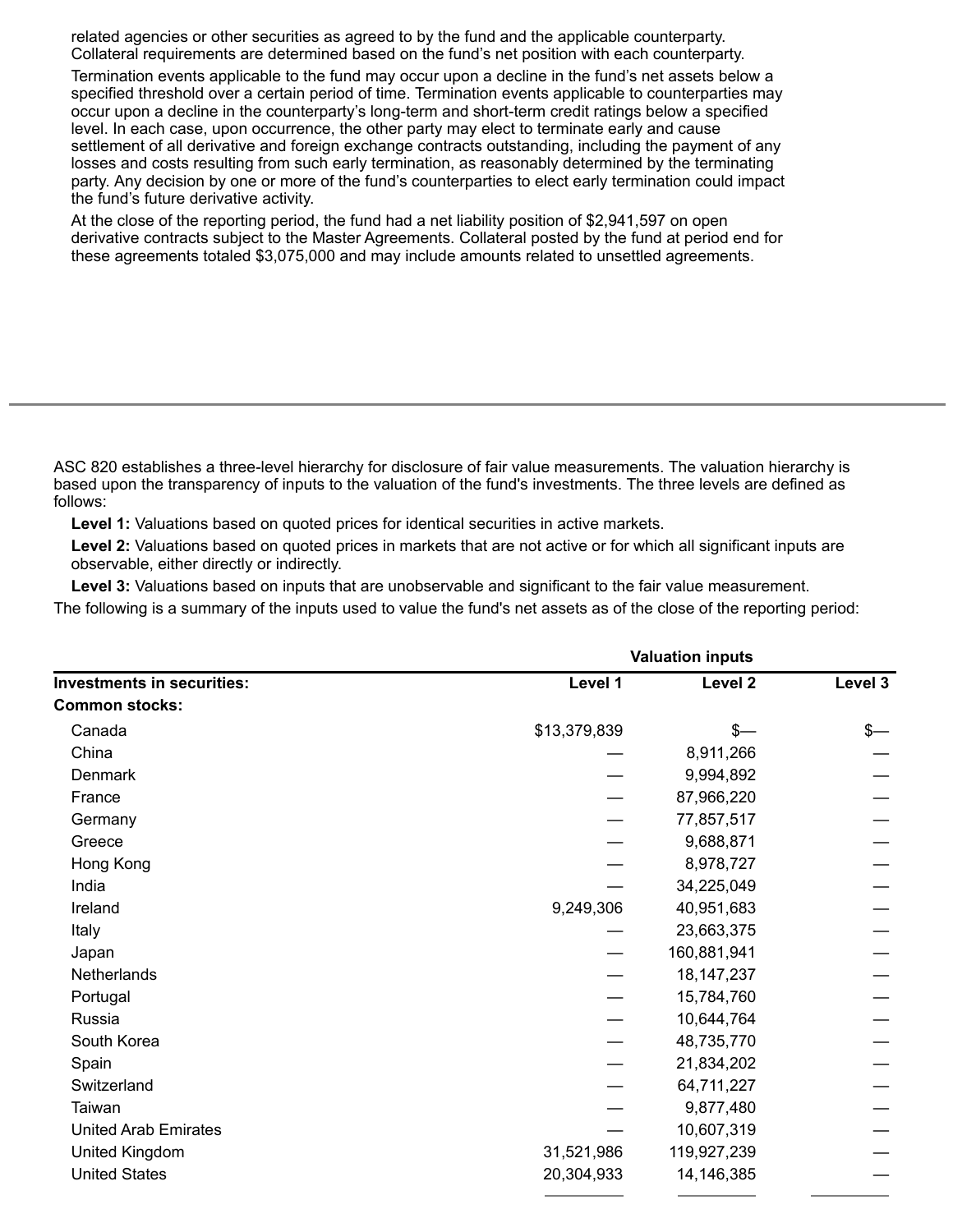related agencies or other securities as agreed to by the fund and the applicable counterparty. Collateral requirements are determined based on the fund's net position with each counterparty.

Termination events applicable to the fund may occur upon a decline in the fund's net assets below a specified threshold over a certain period of time. Termination events applicable to counterparties may occur upon a decline in the counterparty's long-term and short-term credit ratings below a specified level. In each case, upon occurrence, the other party may elect to terminate early and cause settlement of all derivative and foreign exchange contracts outstanding, including the payment of any losses and costs resulting from such early termination, as reasonably determined by the terminating party. Any decision by one or more of the fund's counterparties to elect early termination could impact the fund's future derivative activity.

At the close of the reporting period, the fund had a net liability position of $2,941,597 on open derivative contracts subject to the Master Agreements. Collateral posted by the fund at period end for these agreements totaled $3,075,000 and may include amounts related to unsettled agreements.

ASC 820 establishes a three-level hierarchy for disclosure of fair value measurements. The valuation hierarchy is based upon the transparency of inputs to the valuation of the fund's investments. The three levels are defined as follows:

**Level 1:** Valuations based on quoted prices for identical securities in active markets.

**Level 2:** Valuations based on quoted prices in markets that are not active or for which all significant inputs are observable, either directly or indirectly.

**Level 3:** Valuations based on inputs that are unobservable and significant to the fair value measurement.

The following is a summary of the inputs used to value the fund's net assets as of the close of the reporting period:

| | Valuation inputs | | |
|---|---|---|---|
| **Investments in securities:** | **Level 1** | **Level 2** | **Level 3** |
| **Common stocks:** | | | |
| Canada | $13,379,839 | $— | $— |
| China | — | 8,911,266 | — |
| Denmark | — | 9,994,892 | — |
| France | — | 87,966,220 | — |
| Germany | — | 77,857,517 | — |
| Greece | — | 9,688,871 | — |
| Hong Kong | — | 8,978,727 | — |
| India | — | 34,225,049 | — |
| Ireland | 9,249,306 | 40,951,683 | — |
| Italy | — | 23,663,375 | — |
| Japan | — | 160,881,941 | — |
| Netherlands | — | 18,147,237 | — |
| Portugal | — | 15,784,760 | — |
| Russia | — | 10,644,764 | — |
| South Korea | — | 48,735,770 | — |
| Spain | — | 21,834,202 | — |
| Switzerland | — | 64,711,227 | — |
| Taiwan | — | 9,877,480 | — |
| United Arab Emirates | — | 10,607,319 | — |
| United Kingdom | 31,521,986 | 119,927,239 | — |
| United States | 20,304,933 | 14,146,385 | — |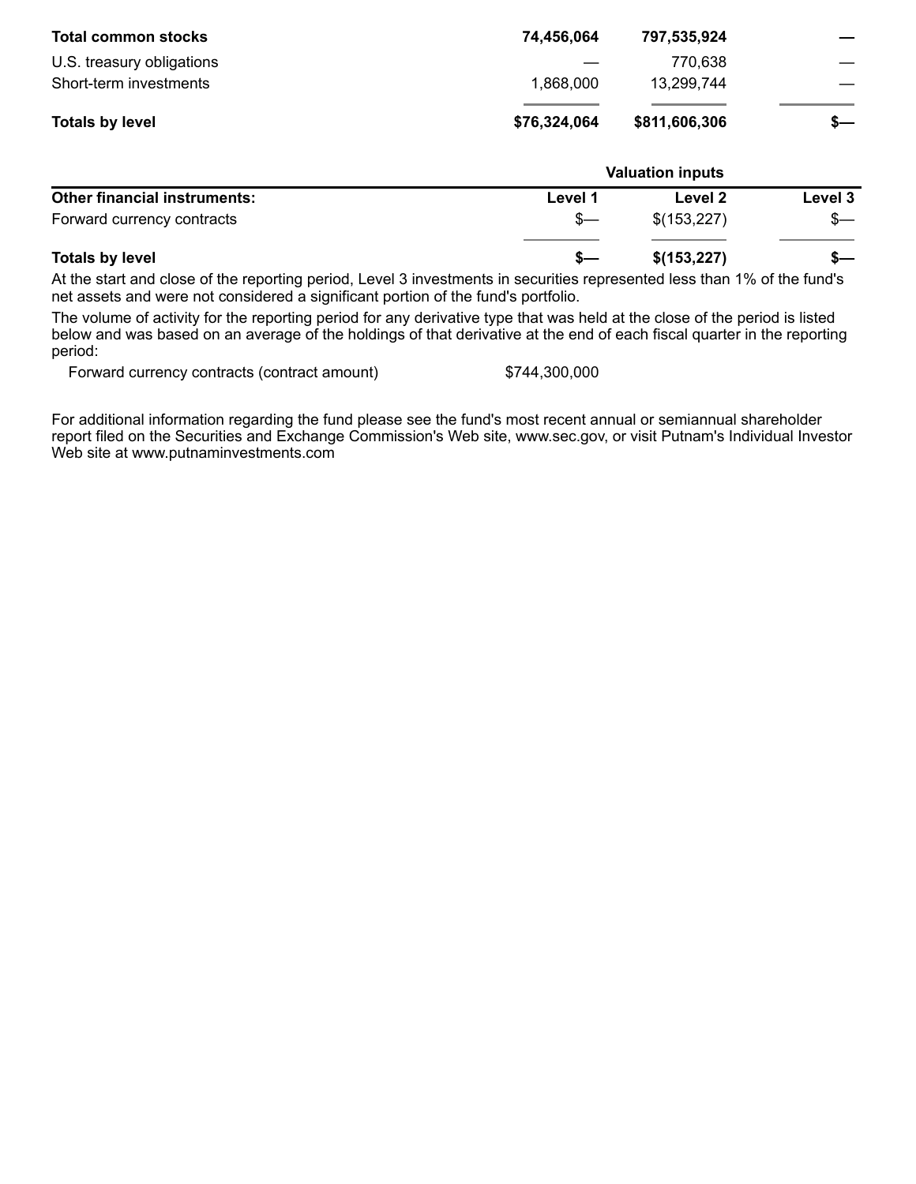| | | | |
|---|---|---|---|
| **Total common stocks** | **74,456,064** | **797,535,924** | **—** |
| U.S. treasury obligations | — | 770,638 | — |
| Short-term investments | 1,868,000 | 13,299,744 | — |
| **Totals by level** | **$76,324,064** | **$811,606,306** | **$—** |

| | Valuation inputs | | |
|---|---|---|---|
| **Other financial instruments:** | **Level 1** | **Level 2** | **Level 3** |
| Forward currency contracts | $— | $(153,227) | $— |
| **Totals by level** | **$—** | **$(153,227)** | **$—** |

At the start and close of the reporting period, Level 3 investments in securities represented less than 1% of the fund's net assets and were not considered a significant portion of the fund's portfolio.

The volume of activity for the reporting period for any derivative type that was held at the close of the period is listed below and was based on an average of the holdings of that derivative at the end of each fiscal quarter in the reporting period:

| | |
|---|---|
| Forward currency contracts (contract amount) | $744,300,000 |

For additional information regarding the fund please see the fund's most recent annual or semiannual shareholder report filed on the Securities and Exchange Commission's Web site, www.sec.gov, or visit Putnam's Individual Investor Web site at www.putnaminvestments.com